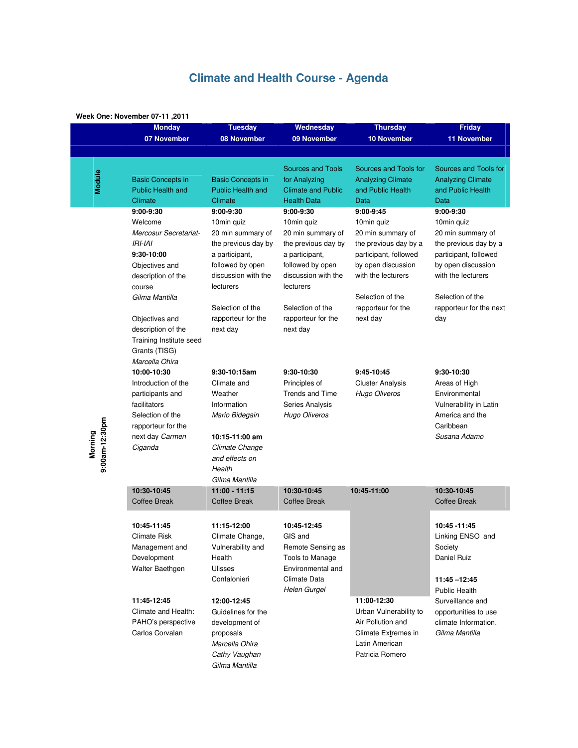# Climate and Health Course - Agenda

**Week One: November 07-11 ,2011**

| | Monday<br>07 November | Tuesday<br>08 November | Wednesday<br>09 November | Thursday<br>10 November | Friday<br>11 November |
|---|---|---|---|---|---|
| **Module** | Basic Concepts in Public Health and Climate | Basic Concepts in Public Health and Climate | Sources and Tools for Analyzing Climate and Public Health Data | Sources and Tools for Analyzing Climate and Public Health Data | Sources and Tools for Analyzing Climate and Public Health Data |
| **Morning 9:00am-12:30pm** | **9:00-9:30**<br>Welcome<br>*Mercosur Secretariat-IRI-IAI*<br>**9:30-10:00**<br>Objectives and description of the course<br>*Gilma Mantilla*<br><br>Objectives and description of the Training Institute seed Grants (TISG)<br>*Marcella Ohira* | **9:00-9:30**<br>10min quiz<br>20 min summary of the previous day by a participant, followed by open discussion with the lecturers<br><br>Selection of the rapporteur for the next day | **9:00-9:30**<br>10min quiz<br>20 min summary of the previous day by a participant, followed by open discussion with the lecturers<br><br>Selection of the rapporteur for the next day | **9:00-9:45**<br>10min quiz<br>20 min summary of the previous day by a participant, followed by open discussion with the lecturers<br><br>Selection of the rapporteur for the next day | **9:00-9:30**<br>10min quiz<br>20 min summary of the previous day by a participant, followed by open discussion with the lecturers<br><br>Selection of the rapporteur for the next day |
| | **10:00-10:30**<br>Introduction of the participants and facilitators<br>Selection of the rapporteur for the next day *Carmen Ciganda* | **9:30-10:15am**<br>Climate and Weather Information<br>*Mario Bidegain*<br><br>**10:15-11:00 am**<br>*Climate Change and effects on Health*<br>*Gilma Mantilla* | **9:30-10:30**<br>Principles of Trends and Time Series Analysis<br>*Hugo Oliveros* | **9:45-10:45**<br>Cluster Analysis<br>*Hugo Oliveros* | **9:30-10:30**<br>Areas of High Environmental Vulnerability in Latin America and the Caribbean<br>*Susana Adamo* |
| | **10:30-10:45**<br>Coffee Break | **11:00 - 11:15**<br>Coffee Break | **10:30-10:45**<br>Coffee Break | **10:45-11:00** | **10:30-10:45**<br>Coffee Break |
| | **10:45-11:45**<br>Climate Risk Management and Development<br>Walter Baethgen<br><br>**11:45-12:45**<br>Climate and Health: PAHO's perspective<br>Carlos Corvalan | **11:15-12:00**<br>Climate Change, Vulnerability and Health<br>Ulisses Confalonieri<br><br>**12:00-12:45**<br>Guidelines for the development of proposals<br>*Marcella Ohira*<br>*Cathy Vaughan*<br>*Gilma Mantilla* | **10:45-12:45**<br>GIS and Remote Sensing as Tools to Manage Environmental and Climate Data<br>*Helen Gurgel* | **11:00-12:30**<br>Urban Vulnerability to Air Pollution and Climate Extremes in Latin American<br>Patricia Romero | **10:45 -11:45**<br>Linking ENSO and Society<br>Daniel Ruiz<br><br>**11:45 –12:45**<br>Public Health Surveillance and opportunities to use climate Information.<br>*Gilma Mantilla* |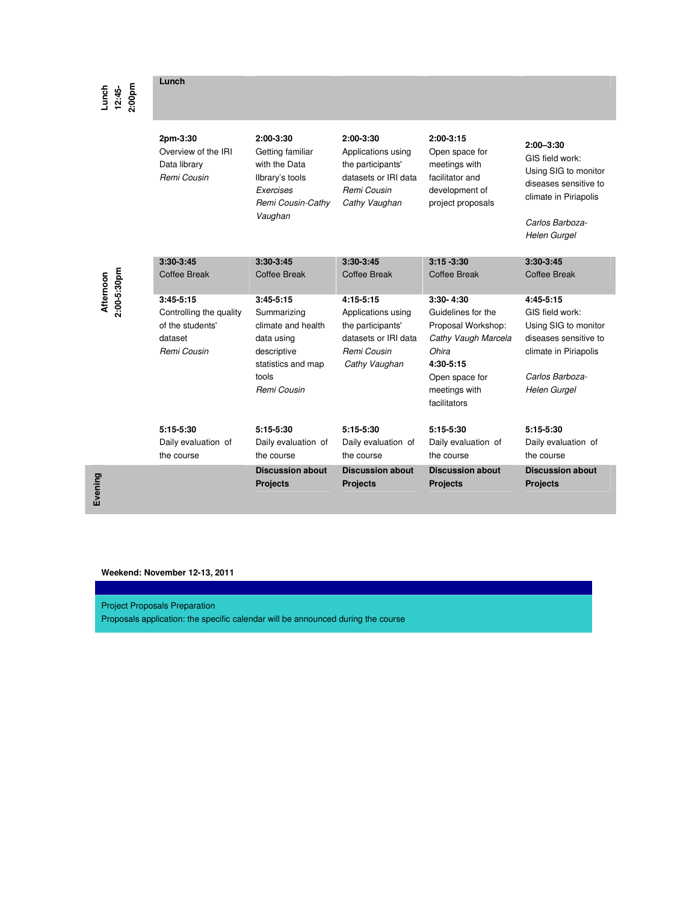| | | | | | |
|---|---|---|---|---|---|
| **Lunch 12:45-2:00pm** | **Lunch** | | | | |
| **Afternoon 2:00-5:30pm** | **2pm-3:30**<br>Overview of the IRI Data library<br>*Remi Cousin* | **2:00-3:30**<br>Getting familiar with the Data lIbrary's tools<br>*Exercises*<br>*Remi Cousin-Cathy Vaughan* | **2:00-3:30**<br>Applications using the participants' datasets or IRI data<br>*Remi Cousin*<br>*Cathy Vaughan* | **2:00-3:15**<br>Open space for meetings with facilitator and development of project proposals | **2:00–3:30**<br>GIS field work: Using SIG to monitor diseases sensitive to climate in Piriapolis<br>*Carlos Barboza-Helen Gurgel* |
| | **3:30-3:45**<br>Coffee Break | **3:30-3:45**<br>Coffee Break | **3:30-3:45**<br>Coffee Break | **3:15 -3:30**<br>Coffee Break | **3:30-3:45**<br>Coffee Break |
| | **3:45-5:15**<br>Controlling the quality of the students' dataset<br>*Remi Cousin* | **3:45-5:15**<br>Summarizing climate and health data using descriptive statistics and map tools<br>*Remi Cousin* | **4:15-5:15**<br>Applications using the participants' datasets or IRI data<br>*Remi Cousin*<br>*Cathy Vaughan* | **3:30- 4:30**<br>Guidelines for the Proposal Workshop:<br>*Cathy Vaugh Marcela Ohira*<br>**4:30-5:15**<br>Open space for meetings with facilitators | **4:45-5:15**<br>GIS field work: Using SIG to monitor diseases sensitive to climate in Piriapolis<br>*Carlos Barboza-Helen Gurgel* |
| | **5:15-5:30**<br>Daily evaluation of the course | **5:15-5:30**<br>Daily evaluation of the course | **5:15-5:30**<br>Daily evaluation of the course | **5:15-5:30**<br>Daily evaluation of the course | **5:15-5:30**<br>Daily evaluation of the course |
| **Evening** | | **Discussion about Projects** | **Discussion about Projects** | **Discussion about Projects** | **Discussion about Projects** |

**Weekend: November 12-13, 2011**

Project Proposals Preparation
Proposals application: the specific calendar will be announced during the course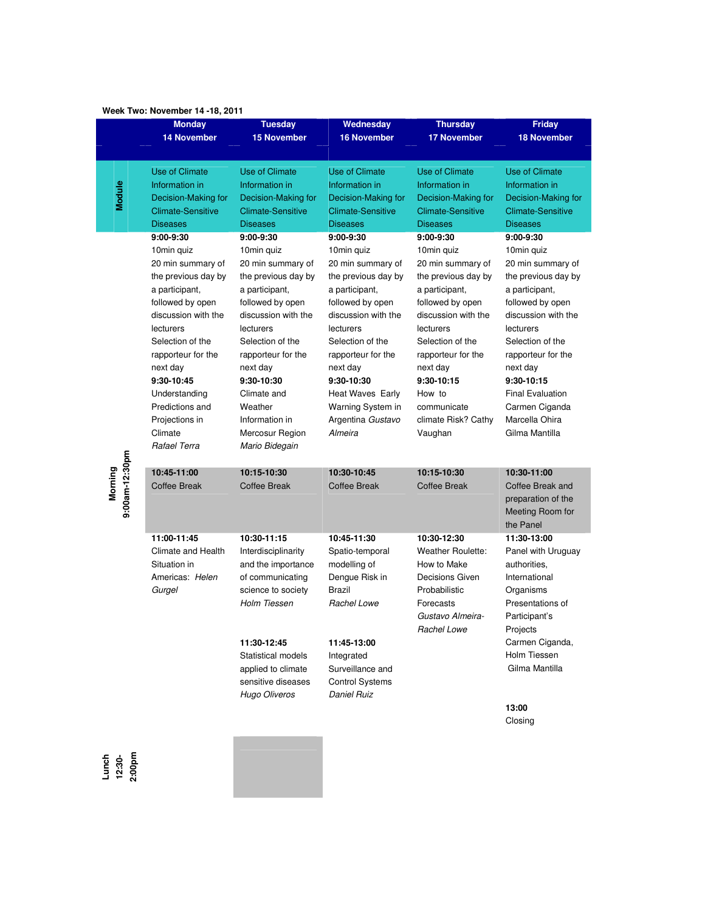**Week Two: November 14 -18, 2011**

| | Monday 14 November | Tuesday 15 November | Wednesday 16 November | Thursday 17 November | Friday 18 November |
|---|---|---|---|---|---|
| Module | Use of Climate Information in Decision-Making for Climate-Sensitive Diseases | Use of Climate Information in Decision-Making for Climate-Sensitive Diseases | Use of Climate Information in Decision-Making for Climate-Sensitive Diseases | Use of Climate Information in Decision-Making for Climate-Sensitive Diseases | Use of Climate Information in Decision-Making for Climate-Sensitive Diseases |
| Morning 9:00am-12:30pm | **9:00-9:30** 10min quiz 20 min summary of the previous day by a participant, followed by open discussion with the lecturers Selection of the rapporteur for the next day | **9:00-9:30** 10min quiz 20 min summary of the previous day by a participant, followed by open discussion with the lecturers Selection of the rapporteur for the next day | **9:00-9:30** 10min quiz 20 min summary of the previous day by a participant, followed by open discussion with the lecturers Selection of the rapporteur for the next day | **9:00-9:30** 10min quiz 20 min summary of the previous day by a participant, followed by open discussion with the lecturers Selection of the rapporteur for the next day | **9:00-9:30** 10min quiz 20 min summary of the previous day by a participant, followed by open discussion with the lecturers Selection of the rapporteur for the next day |
| | **9:30-10:45** Understanding Predictions and Projections in Climate *Rafael Terra* | **9:30-10:30** Climate and Weather Information in Mercosur Region *Mario Bidegain* | **9:30-10:30** Heat Waves Early Warning System in Argentina *Gustavo Almeira* | **9:30-10:15** How to communicate climate Risk? Cathy Vaughan | **9:30-10:15** Final Evaluation Carmen Ciganda Marcella Ohira Gilma Mantilla |
| | **10:45-11:00** Coffee Break | **10:15-10:30** Coffee Break | **10:30-10:45** Coffee Break | **10:15-10:30** Coffee Break | **10:30-11:00** Coffee Break and preparation of the Meeting Room for the Panel |
| | **11:00-11:45** Climate and Health Situation in Americas: *Helen Gurgel* | **10:30-11:15** Interdisciplinarity and the importance of communicating science to society *Holm Tiessen* | **10:45-11:30** Spatio-temporal modelling of Dengue Risk in Brazil *Rachel Lowe* | **10:30-12:30** Weather Roulette: How to Make Decisions Given Probabilistic Forecasts *Gustavo Almeira-Rachel Lowe* | **11:30-13:00** Panel with Uruguay authorities, International Organisms Presentations of Participant's Projects Carmen Ciganda, Holm Tiessen Gilma Mantilla |
| | | **11:30-12:45** Statistical models applied to climate sensitive diseases *Hugo Oliveros* | **11:45-13:00** Integrated Surveillance and Control Systems *Daniel Ruiz* | | **13:00** Closing |
| Lunch 12:30-2:00pm | | | | | |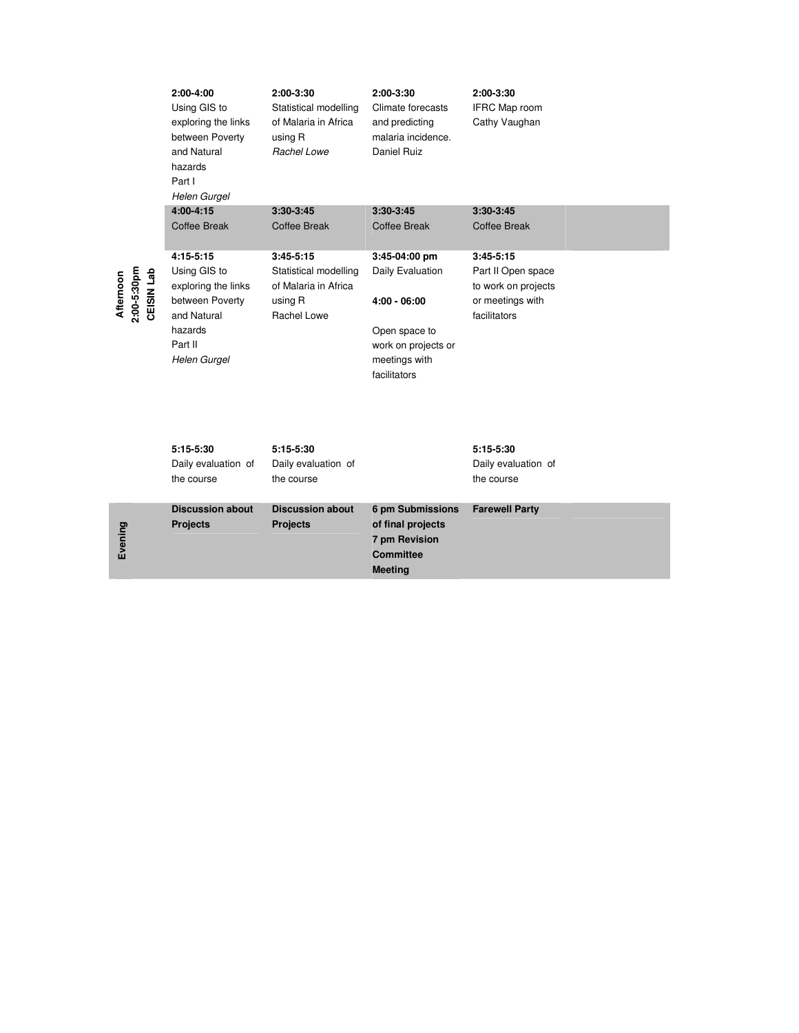| | | | | | |
|---|---|---|---|---|---|
| **Afternoon 2:00-5:30pm CEISIN Lab** | **2:00-4:00** Using GIS to exploring the links between Poverty and Natural hazards Part I *Helen Gurgel* | **2:00-3:30** Statistical modelling of Malaria in Africa using R *Rachel Lowe* | **2:00-3:30** Climate forecasts and predicting malaria incidence. Daniel Ruiz | **2:00-3:30** IFRC Map room Cathy Vaughan | |
| | **4:00-4:15** Coffee Break | **3:30-3:45** Coffee Break | **3:30-3:45** Coffee Break | **3:30-3:45** Coffee Break | |
| | **4:15-5:15** Using GIS to exploring the links between Poverty and Natural hazards Part II *Helen Gurgel* | **3:45-5:15** Statistical modelling of Malaria in Africa using R Rachel Lowe | **3:45-04:00 pm** Daily Evaluation **4:00 - 06:00** Open space to work on projects or meetings with facilitators | **3:45-5:15** Part II Open space to work on projects or meetings with facilitators | |
| | **5:15-5:30** Daily evaluation of the course | **5:15-5:30** Daily evaluation of the course | | **5:15-5:30** Daily evaluation of the course | |
| **Evening** | **Discussion about Projects** | **Discussion about Projects** | **6 pm Submissions of final projects 7 pm Revision Committee Meeting** | **Farewell Party** | |